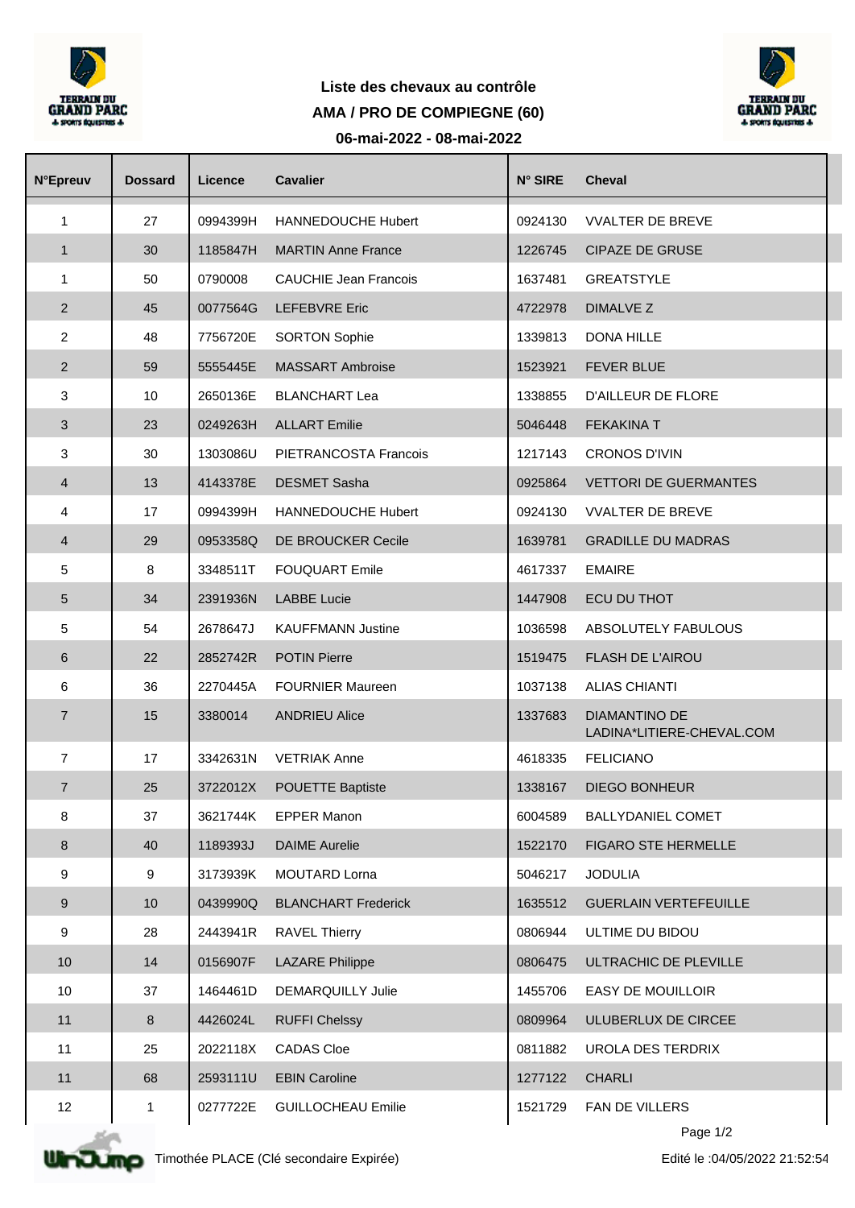**Liste des chevaux au contrôle**

**AMA / PRO DE COMPIEGNE (60)**

**06-mai-2022 - 08-mai-2022**

| N°Epreuv | Dossard | Licence | Cavalier | N° SIRE | Cheval |
|---|---|---|---|---|---|
| 1 | 27 | 0994399H | HANNEDOUCHE Hubert | 0924130 | VVALTER DE BREVE |
| 1 | 30 | 1185847H | MARTIN Anne France | 1226745 | CIPAZE DE GRUSE |
| 1 | 50 | 0790008 | CAUCHIE Jean Francois | 1637481 | GREATSTYLE |
| 2 | 45 | 0077564G | LEFEBVRE Eric | 4722978 | DIMALVE Z |
| 2 | 48 | 7756720E | SORTON Sophie | 1339813 | DONA HILLE |
| 2 | 59 | 5555445E | MASSART Ambroise | 1523921 | FEVER BLUE |
| 3 | 10 | 2650136E | BLANCHART Lea | 1338855 | D'AILLEUR DE FLORE |
| 3 | 23 | 0249263H | ALLART Emilie | 5046448 | FEKAKINA T |
| 3 | 30 | 1303086U | PIETRANCOSTA Francois | 1217143 | CRONOS D'IVIN |
| 4 | 13 | 4143378E | DESMET Sasha | 0925864 | VETTORI DE GUERMANTES |
| 4 | 17 | 0994399H | HANNEDOUCHE Hubert | 0924130 | VVALTER DE BREVE |
| 4 | 29 | 0953358Q | DE BROUCKER Cecile | 1639781 | GRADILLE DU MADRAS |
| 5 | 8 | 3348511T | FOUQUART Emile | 4617337 | EMAIRE |
| 5 | 34 | 2391936N | LABBE Lucie | 1447908 | ECU DU THOT |
| 5 | 54 | 2678647J | KAUFFMANN Justine | 1036598 | ABSOLUTELY FABULOUS |
| 6 | 22 | 2852742R | POTIN Pierre | 1519475 | FLASH DE L'AIROU |
| 6 | 36 | 2270445A | FOURNIER Maureen | 1037138 | ALIAS CHIANTI |
| 7 | 15 | 3380014 | ANDRIEU Alice | 1337683 | DIAMANTINO DE LADINA*LITIERE-CHEVAL.COM |
| 7 | 17 | 3342631N | VETRIAK Anne | 4618335 | FELICIANO |
| 7 | 25 | 3722012X | POUETTE Baptiste | 1338167 | DIEGO BONHEUR |
| 8 | 37 | 3621744K | EPPER Manon | 6004589 | BALLYDANIEL COMET |
| 8 | 40 | 1189393J | DAIME Aurelie | 1522170 | FIGARO STE HERMELLE |
| 9 | 9 | 3173939K | MOUTARD Lorna | 5046217 | JODULIA |
| 9 | 10 | 0439990Q | BLANCHART Frederick | 1635512 | GUERLAIN VERTEFEUILLE |
| 9 | 28 | 2443941R | RAVEL Thierry | 0806944 | ULTIME DU BIDOU |
| 10 | 14 | 0156907F | LAZARE Philippe | 0806475 | ULTRACHIC DE PLEVILLE |
| 10 | 37 | 1464461D | DEMARQUILLY Julie | 1455706 | EASY DE MOUILLOIR |
| 11 | 8 | 4426024L | RUFFI Chelssy | 0809964 | ULUBERLUX DE CIRCEE |
| 11 | 25 | 2022118X | CADAS Cloe | 0811882 | UROLA DES TERDRIX |
| 11 | 68 | 2593111U | EBIN Caroline | 1277122 | CHARLI |
| 12 | 1 | 0277722E | GUILLOCHEAU Emilie | 1521729 | FAN DE VILLERS |

Timothée PLACE (Clé secondaire Expirée)

Edité le :04/05/2022 21:52:54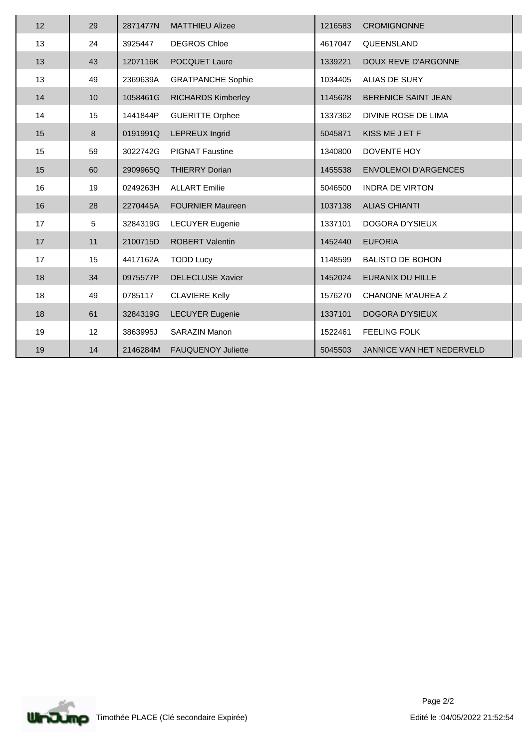| | | | | | |
|---|---|---|---|---|---|
| 12 | 29 | 2871477N | MATTHIEU Alizee | 1216583 | CROMIGNONNE |
| 13 | 24 | 3925447 | DEGROS Chloe | 4617047 | QUEENSLAND |
| 13 | 43 | 1207116K | POCQUET Laure | 1339221 | DOUX REVE D'ARGONNE |
| 13 | 49 | 2369639A | GRATPANCHE Sophie | 1034405 | ALIAS DE SURY |
| 14 | 10 | 1058461G | RICHARDS Kimberley | 1145628 | BERENICE SAINT JEAN |
| 14 | 15 | 1441844P | GUERITTE Orphee | 1337362 | DIVINE ROSE DE LIMA |
| 15 | 8 | 0191991Q | LEPREUX Ingrid | 5045871 | KISS ME J ET F |
| 15 | 59 | 3022742G | PIGNAT Faustine | 1340800 | DOVENTE HOY |
| 15 | 60 | 2909965Q | THIERRY Dorian | 1455538 | ENVOLEMOI D'ARGENCES |
| 16 | 19 | 0249263H | ALLART Emilie | 5046500 | INDRA DE VIRTON |
| 16 | 28 | 2270445A | FOURNIER Maureen | 1037138 | ALIAS CHIANTI |
| 17 | 5 | 3284319G | LECUYER Eugenie | 1337101 | DOGORA D'YSIEUX |
| 17 | 11 | 2100715D | ROBERT Valentin | 1452440 | EUFORIA |
| 17 | 15 | 4417162A | TODD Lucy | 1148599 | BALISTO DE BOHON |
| 18 | 34 | 0975577P | DELECLUSE Xavier | 1452024 | EURANIX DU HILLE |
| 18 | 49 | 0785117 | CLAVIERE Kelly | 1576270 | CHANONE M'AUREA Z |
| 18 | 61 | 3284319G | LECUYER Eugenie | 1337101 | DOGORA D'YSIEUX |
| 19 | 12 | 3863995J | SARAZIN Manon | 1522461 | FEELING FOLK |
| 19 | 14 | 2146284M | FAUQUENOY Juliette | 5045503 | JANNICE VAN HET NEDERVELD |

Timothée PLACE (Clé secondaire Expirée)

Edité le :04/05/2022 21:52:54